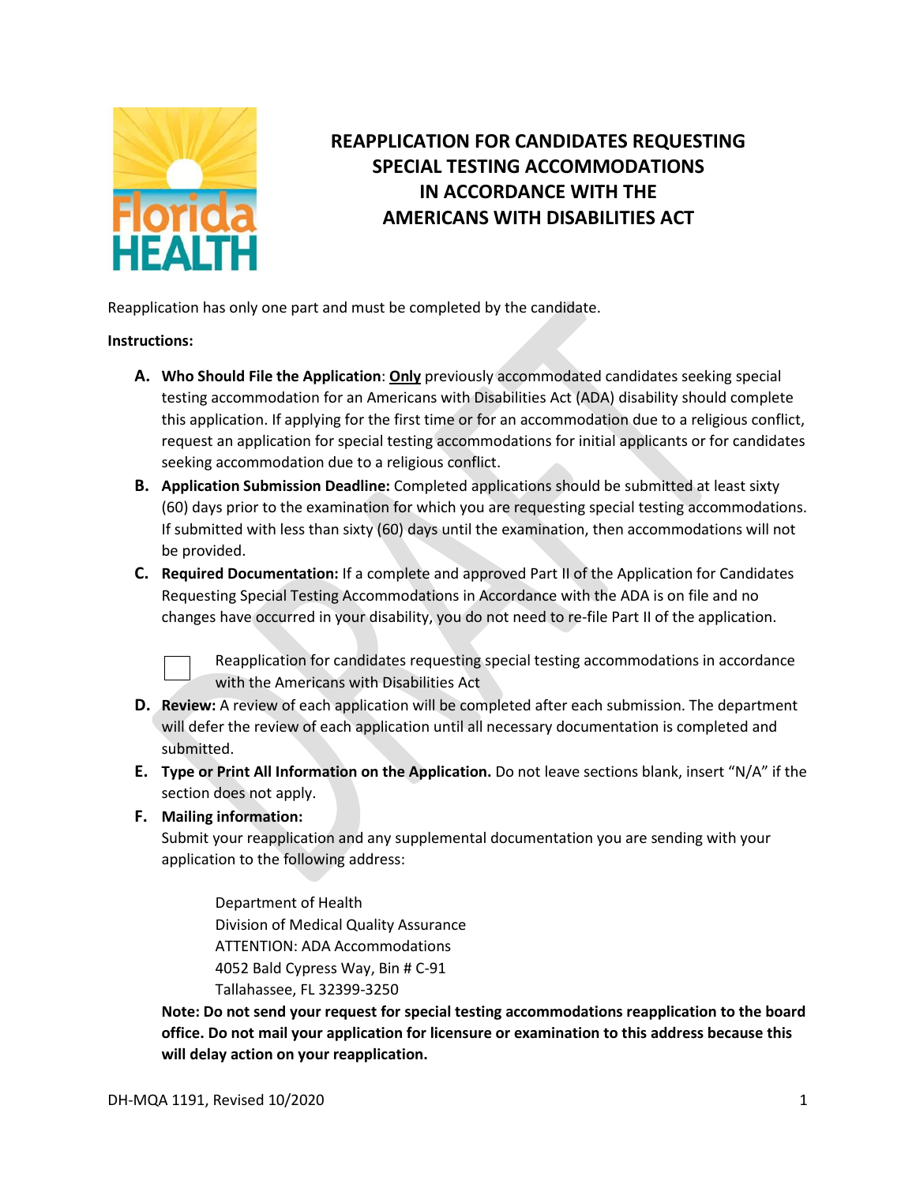# REAPPLICATION FOR CANDIDATES REQUESTING SPECIAL TESTING ACCOMMODATIONS IN ACCORDANCE WITH THE AMERICANS WITH DISABILITIES ACT

Reapplication has only one part and must be completed by the candidate.

**Instructions:**

A. **Who Should File the Application**: **Only** previously accommodated candidates seeking special testing accommodation for an Americans with Disabilities Act (ADA) disability should complete this application. If applying for the first time or for an accommodation due to a religious conflict, request an application for special testing accommodations for initial applicants or for candidates seeking accommodation due to a religious conflict.

B. **Application Submission Deadline:** Completed applications should be submitted at least sixty (60) days prior to the examination for which you are requesting special testing accommodations. If submitted with less than sixty (60) days until the examination, then accommodations will not be provided.

C. **Required Documentation:** If a complete and approved Part II of the Application for Candidates Requesting Special Testing Accommodations in Accordance with the ADA is on file and no changes have occurred in your disability, you do not need to re-file Part II of the application.

   ☐ Reapplication for candidates requesting special testing accommodations in accordance with the Americans with Disabilities Act

D. **Review:** A review of each application will be completed after each submission. The department will defer the review of each application until all necessary documentation is completed and submitted.

E. **Type or Print All Information on the Application.** Do not leave sections blank, insert "N/A" if the section does not apply.

F. **Mailing information:**
   Submit your reapplication and any supplemental documentation you are sending with your application to the following address:

   Department of Health
   Division of Medical Quality Assurance
   ATTENTION: ADA Accommodations
   4052 Bald Cypress Way, Bin # C-91
   Tallahassee, FL 32399-3250

   **Note: Do not send your request for special testing accommodations reapplication to the board office. Do not mail your application for licensure or examination to this address because this will delay action on your reapplication.**

DH-MQA 1191, Revised 10/2020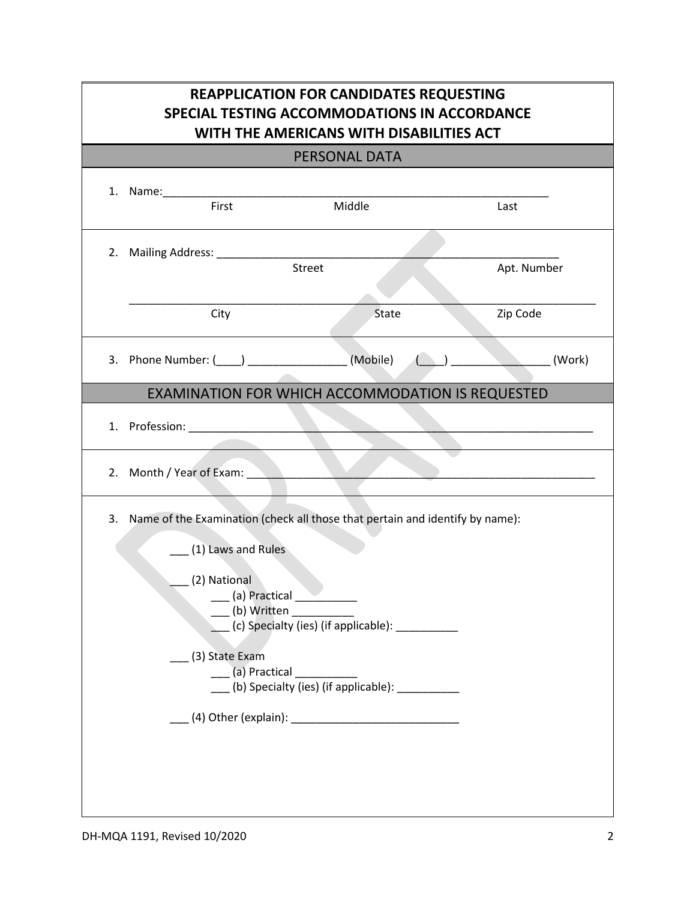# REAPPLICATION FOR CANDIDATES REQUESTING SPECIAL TESTING ACCOMMODATIONS IN ACCORDANCE WITH THE AMERICANS WITH DISABILITIES ACT

## PERSONAL DATA

1. Name:_________________________________________________________________
   First                Middle                Last

2. Mailing Address: ________________________________________________________
   Street                Apt. Number

   ____________________________________________________________________________
   City                State                Zip Code

3. Phone Number: (____) ________________ (Mobile)   (____) ________________ (Work)

## EXAMINATION FOR WHICH ACCOMMODATION IS REQUESTED

1. Profession: _____________________________________________________________________

2. Month / Year of Exam: ____________________________________________________________

3. Name of the Examination (check all those that pertain and identify by name):

   ___ (1) Laws and Rules

   ___ (2) National
   - ___ (a) Practical __________
   - ___ (b) Written __________
   - ___ (c) Specialty (ies) (if applicable): __________

   ___ (3) State Exam
   - ___ (a) Practical __________
   - ___ (b) Specialty (ies) (if applicable): __________

   ___ (4) Other (explain): ____________________________

DH-MQA 1191, Revised 10/2020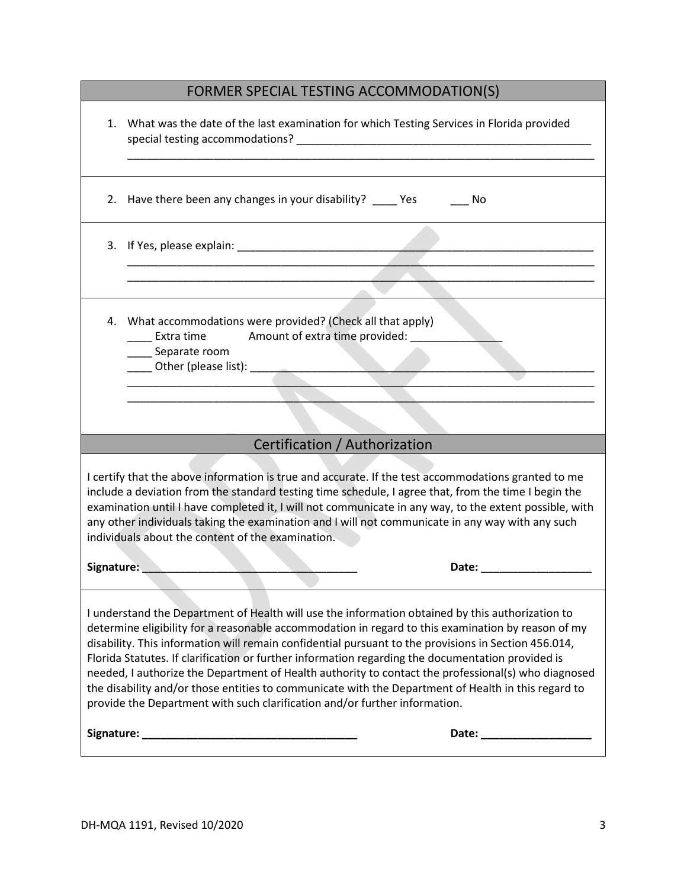## FORMER SPECIAL TESTING ACCOMMODATION(S)

1. What was the date of the last examination for which Testing Services in Florida provided special testing accommodations? ______________________________________________________________________________

2. Have there been any changes in your disability? ____ Yes ___ No

3. If Yes, please explain: ______________________________________________________________________________
______________________________________________________________________________

4. What accommodations were provided? (Check all that apply)
   ____ Extra time  Amount of extra time provided: _______________
   ____ Separate room
   ____ Other (please list): ______________________________________________________________________________
______________________________________________________________________________

## Certification / Authorization

I certify that the above information is true and accurate. If the test accommodations granted to me include a deviation from the standard testing time schedule, I agree that, from the time I begin the examination until I have completed it, I will not communicate in any way, to the extent possible, with any other individuals taking the examination and I will not communicate in any way with any such individuals about the content of the examination.

**Signature: ___________________________________** **Date: __________________**

I understand the Department of Health will use the information obtained by this authorization to determine eligibility for a reasonable accommodation in regard to this examination by reason of my disability. This information will remain confidential pursuant to the provisions in Section 456.014, Florida Statutes. If clarification or further information regarding the documentation provided is needed, I authorize the Department of Health authority to contact the professional(s) who diagnosed the disability and/or those entities to communicate with the Department of Health in this regard to provide the Department with such clarification and/or further information.

**Signature: ___________________________________** **Date: __________________**

DH-MQA 1191, Revised 10/2020